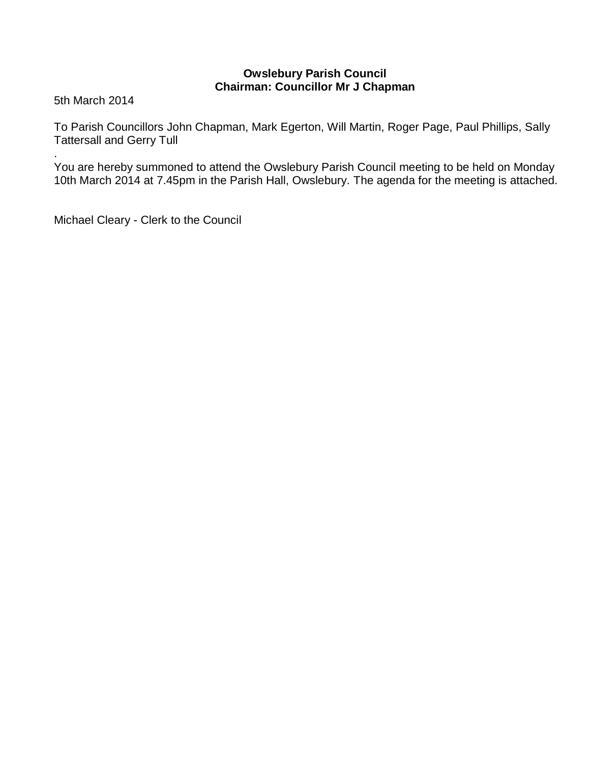**Owslebury Parish Council**
**Chairman: Councillor Mr J Chapman**

5th March 2014

To Parish Councillors John Chapman, Mark Egerton, Will Martin, Roger Page, Paul Phillips, Sally Tattersall and Gerry Tull

.

You are hereby summoned to attend the Owslebury Parish Council meeting to be held on Monday 10th March 2014 at 7.45pm in the Parish Hall, Owslebury. The agenda for the meeting is attached.

Michael Cleary - Clerk to the Council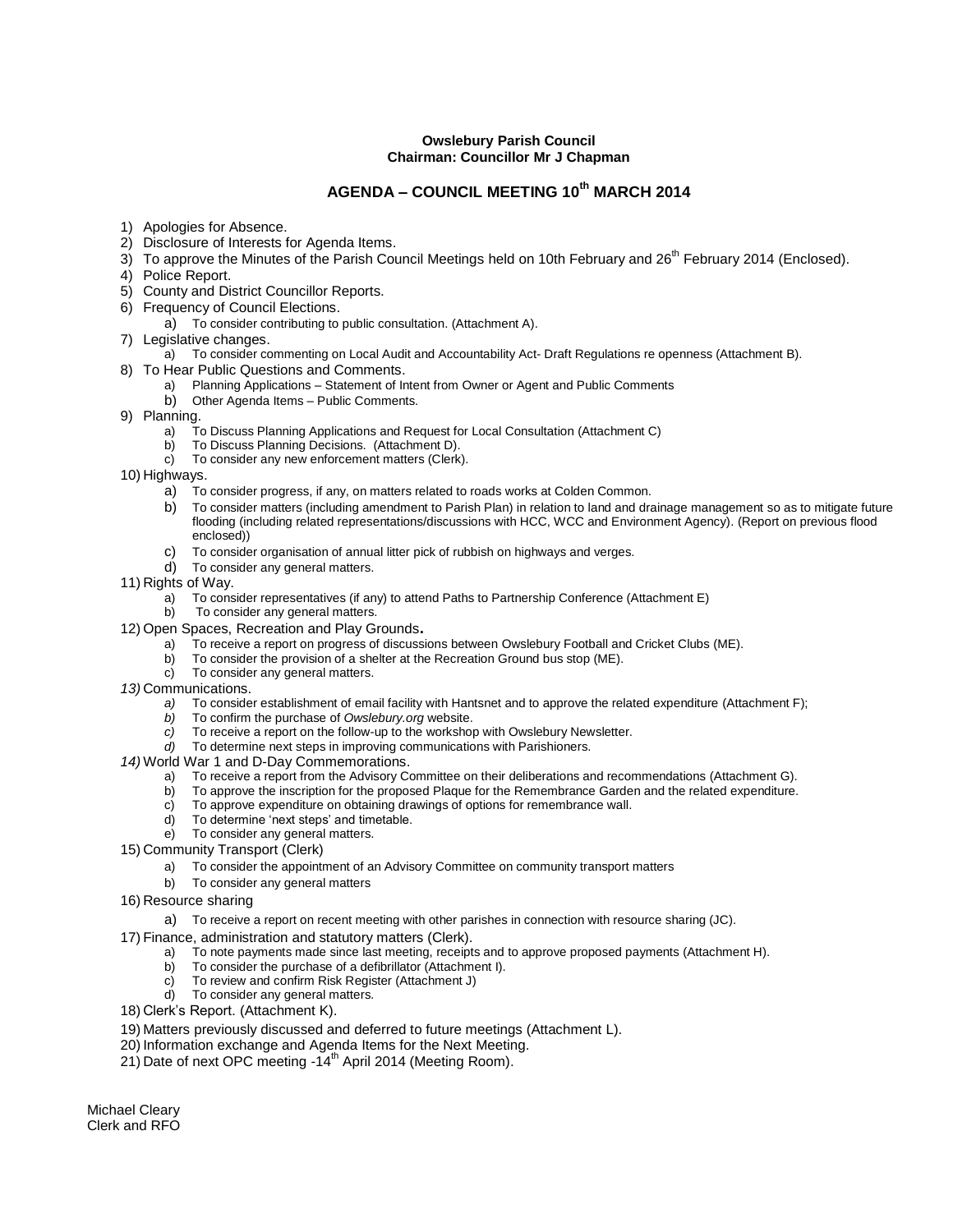**Owslebury Parish Council**
**Chairman: Councillor Mr J Chapman**

## AGENDA – COUNCIL MEETING 10th MARCH 2014

1) Apologies for Absence.
2) Disclosure of Interests for Agenda Items.
3) To approve the Minutes of the Parish Council Meetings held on 10th February and 26th February 2014 (Enclosed).
4) Police Report.
5) County and District Councillor Reports.
6) Frequency of Council Elections.
   a) To consider contributing to public consultation. (Attachment A).
7) Legislative changes.
   a) To consider commenting on Local Audit and Accountability Act- Draft Regulations re openness (Attachment B).
8) To Hear Public Questions and Comments.
   a) Planning Applications – Statement of Intent from Owner or Agent and Public Comments
   b) Other Agenda Items – Public Comments.
9) Planning.
   a) To Discuss Planning Applications and Request for Local Consultation (Attachment C)
   b) To Discuss Planning Decisions. (Attachment D).
   c) To consider any new enforcement matters (Clerk).
10) Highways.
   a) To consider progress, if any, on matters related to roads works at Colden Common.
   b) To consider matters (including amendment to Parish Plan) in relation to land and drainage management so as to mitigate future flooding (including related representations/discussions with HCC, WCC and Environment Agency). (Report on previous flood enclosed))
   c) To consider organisation of annual litter pick of rubbish on highways and verges.
   d) To consider any general matters.
11) Rights of Way.
   a) To consider representatives (if any) to attend Paths to Partnership Conference (Attachment E)
   b) To consider any general matters.
12) Open Spaces, Recreation and Play Grounds**.**
   a) To receive a report on progress of discussions between Owslebury Football and Cricket Clubs (ME).
   b) To consider the provision of a shelter at the Recreation Ground bus stop (ME).
   c) To consider any general matters.
*13)* Communications.
   *a)* To consider establishment of email facility with Hantsnet and to approve the related expenditure (Attachment F);
   *b)* To confirm the purchase of *Owslebury.org* website.
   *c)* To receive a report on the follow-up to the workshop with Owslebury Newsletter.
   *d)* To determine next steps in improving communications with Parishioners.
*14)* World War 1 and D-Day Commemorations.
   a) To receive a report from the Advisory Committee on their deliberations and recommendations (Attachment G).
   b) To approve the inscription for the proposed Plaque for the Remembrance Garden and the related expenditure.
   c) To approve expenditure on obtaining drawings of options for remembrance wall.
   d) To determine 'next steps' and timetable.
   e) To consider any general matters.
15) Community Transport (Clerk)
   a) To consider the appointment of an Advisory Committee on community transport matters
   b) To consider any general matters
16) Resource sharing
   a) To receive a report on recent meeting with other parishes in connection with resource sharing (JC).
17) Finance, administration and statutory matters (Clerk).
   a) To note payments made since last meeting, receipts and to approve proposed payments (Attachment H).
   b) To consider the purchase of a defibrillator (Attachment I).
   c) To review and confirm Risk Register (Attachment J)
   d) To consider any general matters.
18) Clerk's Report. (Attachment K).
19) Matters previously discussed and deferred to future meetings (Attachment L).
20) Information exchange and Agenda Items for the Next Meeting.
21) Date of next OPC meeting -14th April 2014 (Meeting Room).

Michael Cleary
Clerk and RFO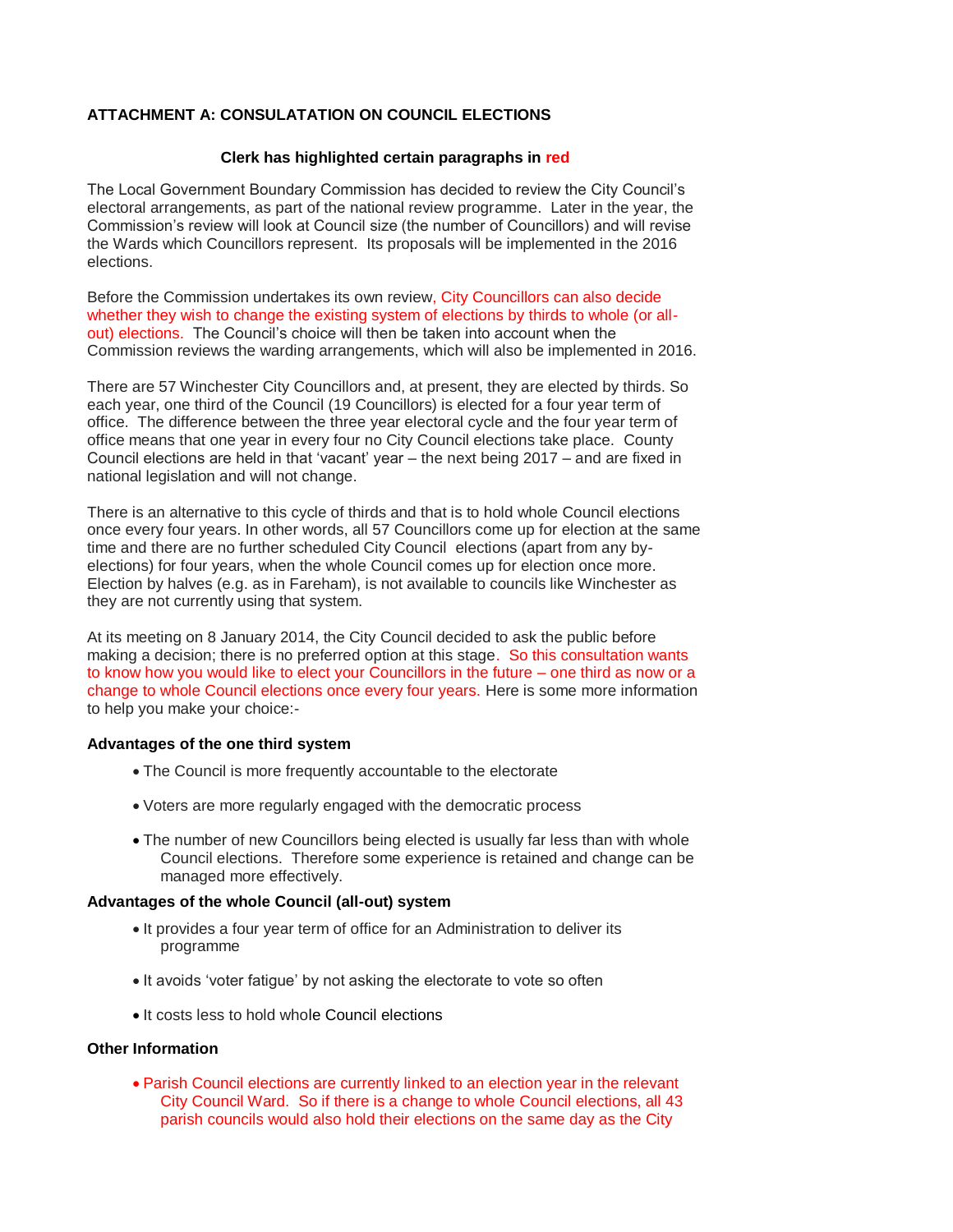**ATTACHMENT A: CONSULATATION ON COUNCIL ELECTIONS**

**Clerk has highlighted certain paragraphs in red**

The Local Government Boundary Commission has decided to review the City Council's electoral arrangements, as part of the national review programme. Later in the year, the Commission's review will look at Council size (the number of Councillors) and will revise the Wards which Councillors represent. Its proposals will be implemented in the 2016 elections.

Before the Commission undertakes its own review, City Councillors can also decide whether they wish to change the existing system of elections by thirds to whole (or all-out) elections. The Council's choice will then be taken into account when the Commission reviews the warding arrangements, which will also be implemented in 2016.

There are 57 Winchester City Councillors and, at present, they are elected by thirds. So each year, one third of the Council (19 Councillors) is elected for a four year term of office. The difference between the three year electoral cycle and the four year term of office means that one year in every four no City Council elections take place. County Council elections are held in that 'vacant' year – the next being 2017 – and are fixed in national legislation and will not change.

There is an alternative to this cycle of thirds and that is to hold whole Council elections once every four years. In other words, all 57 Councillors come up for election at the same time and there are no further scheduled City Council elections (apart from any by-elections) for four years, when the whole Council comes up for election once more. Election by halves (e.g. as in Fareham), is not available to councils like Winchester as they are not currently using that system.

At its meeting on 8 January 2014, the City Council decided to ask the public before making a decision; there is no preferred option at this stage. So this consultation wants to know how you would like to elect your Councillors in the future – one third as now or a change to whole Council elections once every four years. Here is some more information to help you make your choice:-

**Advantages of the one third system**

- The Council is more frequently accountable to the electorate
- Voters are more regularly engaged with the democratic process
- The number of new Councillors being elected is usually far less than with whole Council elections. Therefore some experience is retained and change can be managed more effectively.

**Advantages of the whole Council (all-out) system**

- It provides a four year term of office for an Administration to deliver its programme
- It avoids 'voter fatigue' by not asking the electorate to vote so often
- It costs less to hold whole Council elections

**Other Information**

- Parish Council elections are currently linked to an election year in the relevant City Council Ward. So if there is a change to whole Council elections, all 43 parish councils would also hold their elections on the same day as the City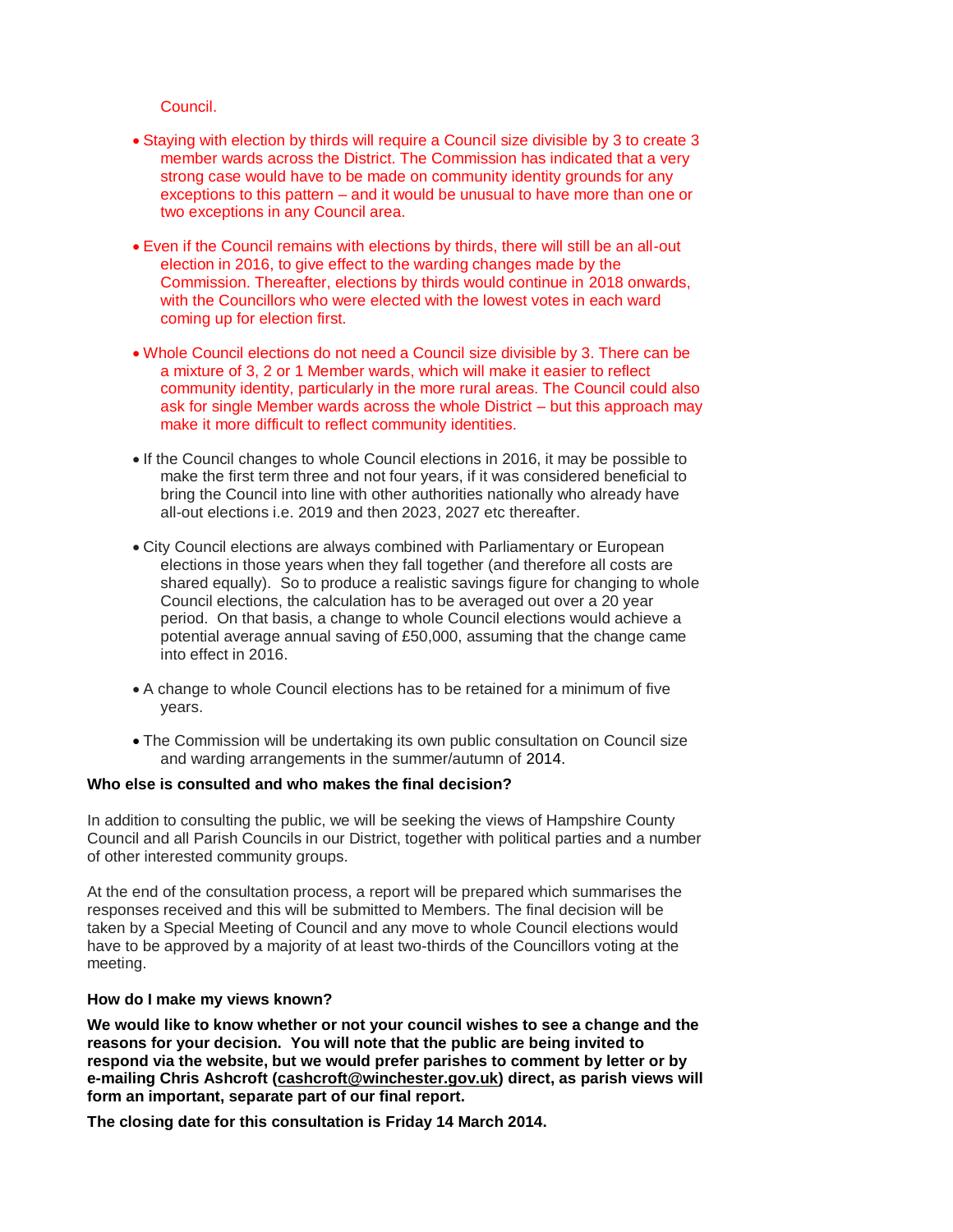Council.

- Staying with election by thirds will require a Council size divisible by 3 to create 3 member wards across the District. The Commission has indicated that a very strong case would have to be made on community identity grounds for any exceptions to this pattern – and it would be unusual to have more than one or two exceptions in any Council area.

- Even if the Council remains with elections by thirds, there will still be an all-out election in 2016, to give effect to the warding changes made by the Commission. Thereafter, elections by thirds would continue in 2018 onwards, with the Councillors who were elected with the lowest votes in each ward coming up for election first.

- Whole Council elections do not need a Council size divisible by 3. There can be a mixture of 3, 2 or 1 Member wards, which will make it easier to reflect community identity, particularly in the more rural areas. The Council could also ask for single Member wards across the whole District – but this approach may make it more difficult to reflect community identities.

- If the Council changes to whole Council elections in 2016, it may be possible to make the first term three and not four years, if it was considered beneficial to bring the Council into line with other authorities nationally who already have all-out elections i.e. 2019 and then 2023, 2027 etc thereafter.

- City Council elections are always combined with Parliamentary or European elections in those years when they fall together (and therefore all costs are shared equally). So to produce a realistic savings figure for changing to whole Council elections, the calculation has to be averaged out over a 20 year period. On that basis, a change to whole Council elections would achieve a potential average annual saving of £50,000, assuming that the change came into effect in 2016.

- A change to whole Council elections has to be retained for a minimum of five years.

- The Commission will be undertaking its own public consultation on Council size and warding arrangements in the summer/autumn of 2014.

**Who else is consulted and who makes the final decision?**

In addition to consulting the public, we will be seeking the views of Hampshire County Council and all Parish Councils in our District, together with political parties and a number of other interested community groups.

At the end of the consultation process, a report will be prepared which summarises the responses received and this will be submitted to Members. The final decision will be taken by a Special Meeting of Council and any move to whole Council elections would have to be approved by a majority of at least two-thirds of the Councillors voting at the meeting.

**How do I make my views known?**

**We would like to know whether or not your council wishes to see a change and the reasons for your decision. You will note that the public are being invited to respond via the website, but we would prefer parishes to comment by letter or by e-mailing Chris Ashcroft (cashcroft@winchester.gov.uk) direct, as parish views will form an important, separate part of our final report.**

**The closing date for this consultation is Friday 14 March 2014.**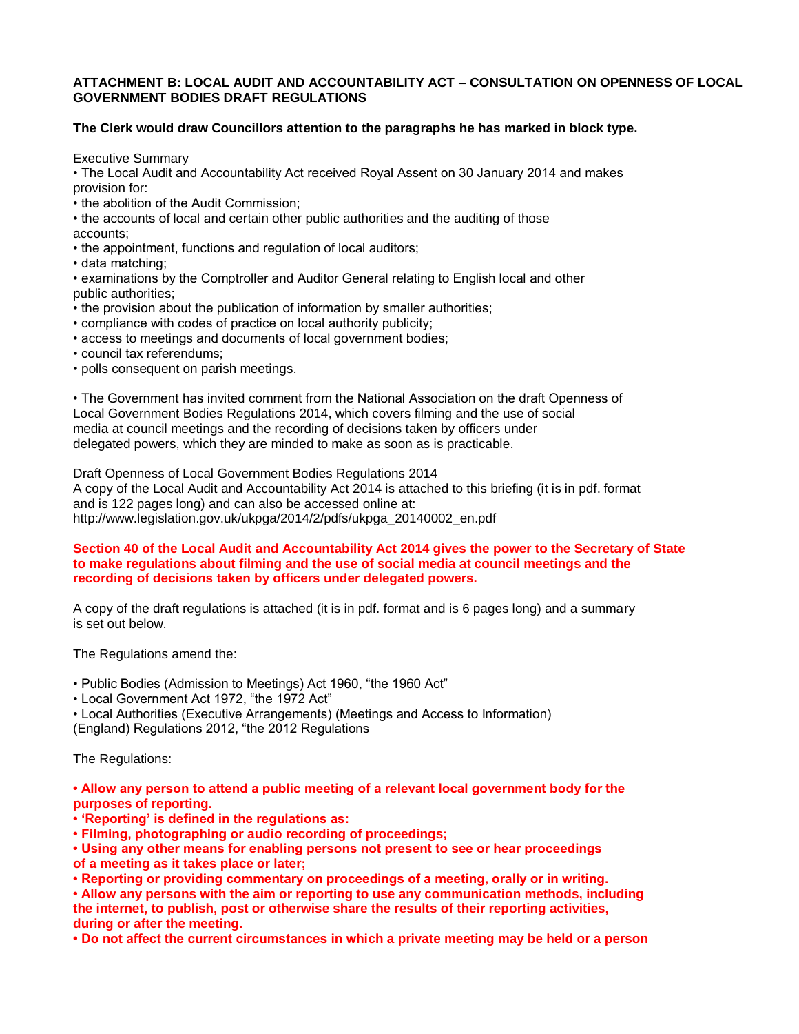**ATTACHMENT B: LOCAL AUDIT AND ACCOUNTABILITY ACT – CONSULTATION ON OPENNESS OF LOCAL GOVERNMENT BODIES DRAFT REGULATIONS**

**The Clerk would draw Councillors attention to the paragraphs he has marked in block type.**

Executive Summary

- The Local Audit and Accountability Act received Royal Assent on 30 January 2014 and makes provision for:
- the abolition of the Audit Commission;
- the accounts of local and certain other public authorities and the auditing of those accounts;
- the appointment, functions and regulation of local auditors;
- data matching;
- examinations by the Comptroller and Auditor General relating to English local and other public authorities;
- the provision about the publication of information by smaller authorities;
- compliance with codes of practice on local authority publicity;
- access to meetings and documents of local government bodies;
- council tax referendums;
- polls consequent on parish meetings.

- The Government has invited comment from the National Association on the draft Openness of Local Government Bodies Regulations 2014, which covers filming and the use of social media at council meetings and the recording of decisions taken by officers under delegated powers, which they are minded to make as soon as is practicable.

Draft Openness of Local Government Bodies Regulations 2014

A copy of the Local Audit and Accountability Act 2014 is attached to this briefing (it is in pdf. format and is 122 pages long) and can also be accessed online at:
http://www.legislation.gov.uk/ukpga/2014/2/pdfs/ukpga_20140002_en.pdf

**Section 40 of the Local Audit and Accountability Act 2014 gives the power to the Secretary of State to make regulations about filming and the use of social media at council meetings and the recording of decisions taken by officers under delegated powers.**

A copy of the draft regulations is attached (it is in pdf. format and is 6 pages long) and a summary is set out below.

The Regulations amend the:

- Public Bodies (Admission to Meetings) Act 1960, "the 1960 Act"
- Local Government Act 1972, "the 1972 Act"
- Local Authorities (Executive Arrangements) (Meetings and Access to Information) (England) Regulations 2012, "the 2012 Regulations

The Regulations:

- **Allow any person to attend a public meeting of a relevant local government body for the purposes of reporting.**
- **'Reporting' is defined in the regulations as:**
- **Filming, photographing or audio recording of proceedings;**
- **Using any other means for enabling persons not present to see or hear proceedings of a meeting as it takes place or later;**
- **Reporting or providing commentary on proceedings of a meeting, orally or in writing.**
- **Allow any persons with the aim or reporting to use any communication methods, including the internet, to publish, post or otherwise share the results of their reporting activities, during or after the meeting.**
- **Do not affect the current circumstances in which a private meeting may be held or a person**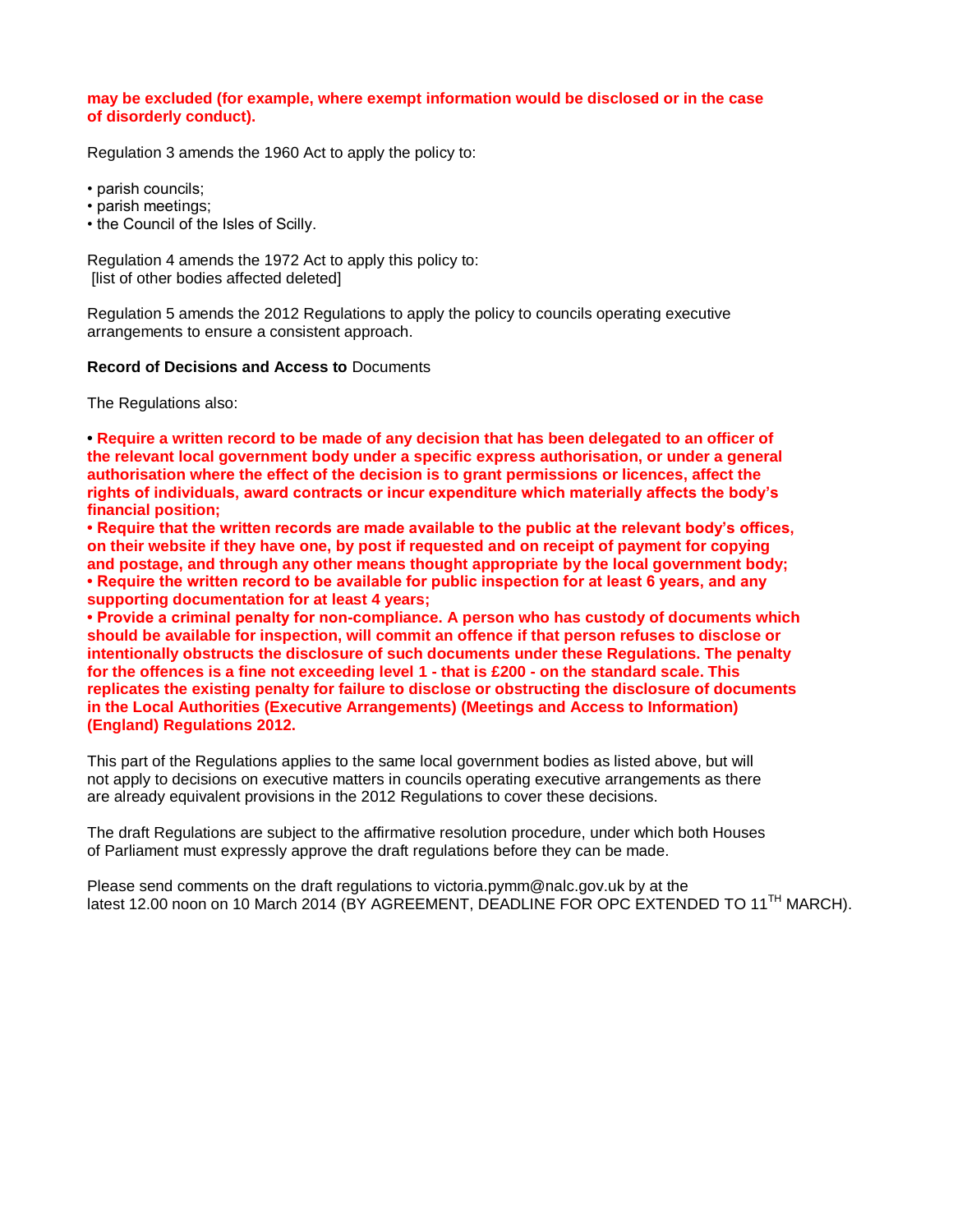**may be excluded (for example, where exempt information would be disclosed or in the case of disorderly conduct).**

Regulation 3 amends the 1960 Act to apply the policy to:

- parish councils;
- parish meetings;
- the Council of the Isles of Scilly.

Regulation 4 amends the 1972 Act to apply this policy to:
[list of other bodies affected deleted]

Regulation 5 amends the 2012 Regulations to apply the policy to councils operating executive arrangements to ensure a consistent approach.

**Record of Decisions and Access to** Documents

The Regulations also:

- **Require a written record to be made of any decision that has been delegated to an officer of the relevant local government body under a specific express authorisation, or under a general authorisation where the effect of the decision is to grant permissions or licences, affect the rights of individuals, award contracts or incur expenditure which materially affects the body's financial position;**
- **Require that the written records are made available to the public at the relevant body's offices, on their website if they have one, by post if requested and on receipt of payment for copying and postage, and through any other means thought appropriate by the local government body;**
- **Require the written record to be available for public inspection for at least 6 years, and any supporting documentation for at least 4 years;**
- **Provide a criminal penalty for non-compliance. A person who has custody of documents which should be available for inspection, will commit an offence if that person refuses to disclose or intentionally obstructs the disclosure of such documents under these Regulations. The penalty for the offences is a fine not exceeding level 1 - that is £200 - on the standard scale. This replicates the existing penalty for failure to disclose or obstructing the disclosure of documents in the Local Authorities (Executive Arrangements) (Meetings and Access to Information) (England) Regulations 2012.**

This part of the Regulations applies to the same local government bodies as listed above, but will not apply to decisions on executive matters in councils operating executive arrangements as there are already equivalent provisions in the 2012 Regulations to cover these decisions.

The draft Regulations are subject to the affirmative resolution procedure, under which both Houses of Parliament must expressly approve the draft regulations before they can be made.

Please send comments on the draft regulations to victoria.pymm@nalc.gov.uk by at the latest 12.00 noon on 10 March 2014 (BY AGREEMENT, DEADLINE FOR OPC EXTENDED TO 11TH MARCH).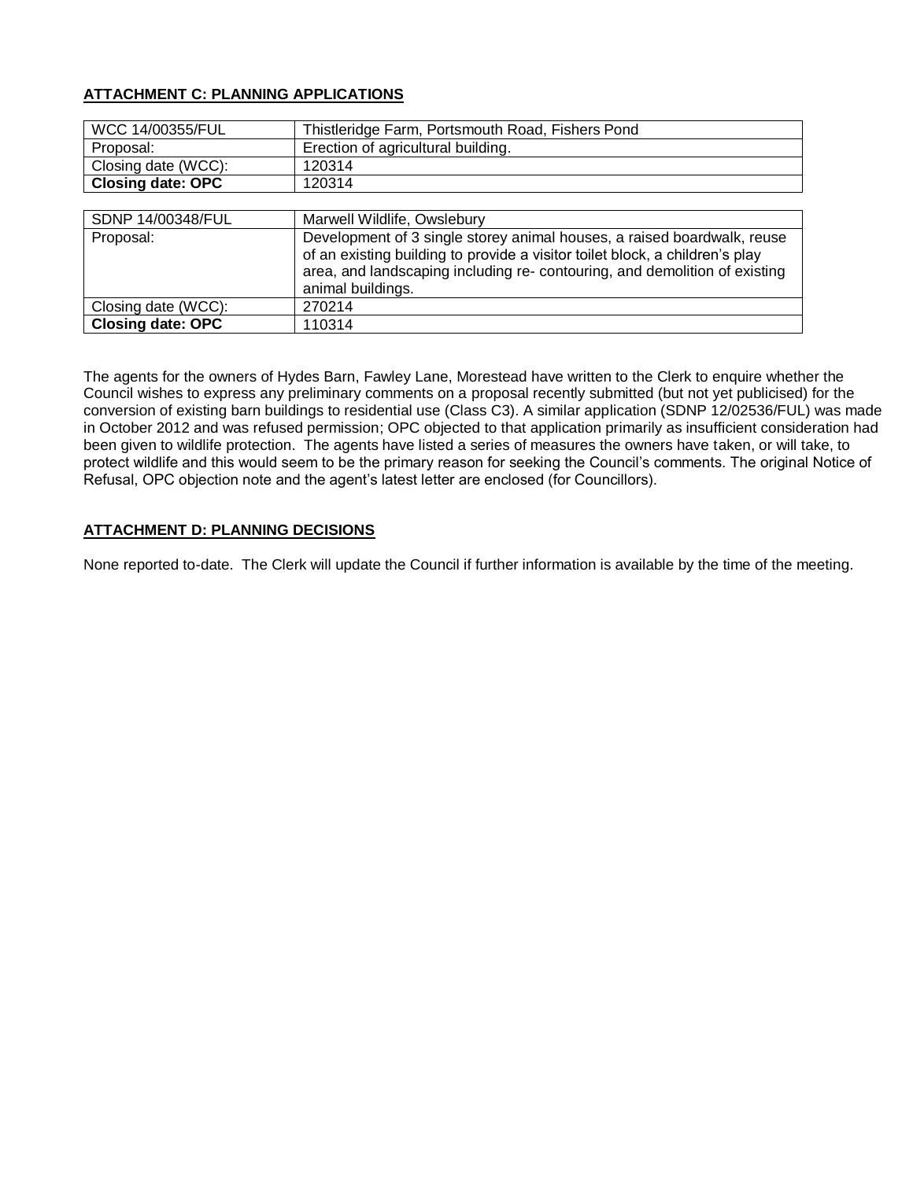**ATTACHMENT C: PLANNING APPLICATIONS**

| WCC 14/00355/FUL | Thistleridge Farm, Portsmouth Road, Fishers Pond |
|---|---|
| Proposal: | Erection of agricultural building. |
| Closing date (WCC): | 120314 |
| **Closing date: OPC** | 120314 |

| SDNP 14/00348/FUL | Marwell Wildlife, Owslebury |
|---|---|
| Proposal: | Development of 3 single storey animal houses, a raised boardwalk, reuse of an existing building to provide a visitor toilet block, a children's play area, and landscaping including re- contouring, and demolition of existing animal buildings. |
| Closing date (WCC): | 270214 |
| **Closing date: OPC** | 110314 |

The agents for the owners of Hydes Barn, Fawley Lane, Morestead have written to the Clerk to enquire whether the Council wishes to express any preliminary comments on a proposal recently submitted (but not yet publicised) for the conversion of existing barn buildings to residential use (Class C3). A similar application (SDNP 12/02536/FUL) was made in October 2012 and was refused permission; OPC objected to that application primarily as insufficient consideration had been given to wildlife protection. The agents have listed a series of measures the owners have taken, or will take, to protect wildlife and this would seem to be the primary reason for seeking the Council's comments. The original Notice of Refusal, OPC objection note and the agent's latest letter are enclosed (for Councillors).

**ATTACHMENT D: PLANNING DECISIONS**

None reported to-date. The Clerk will update the Council if further information is available by the time of the meeting.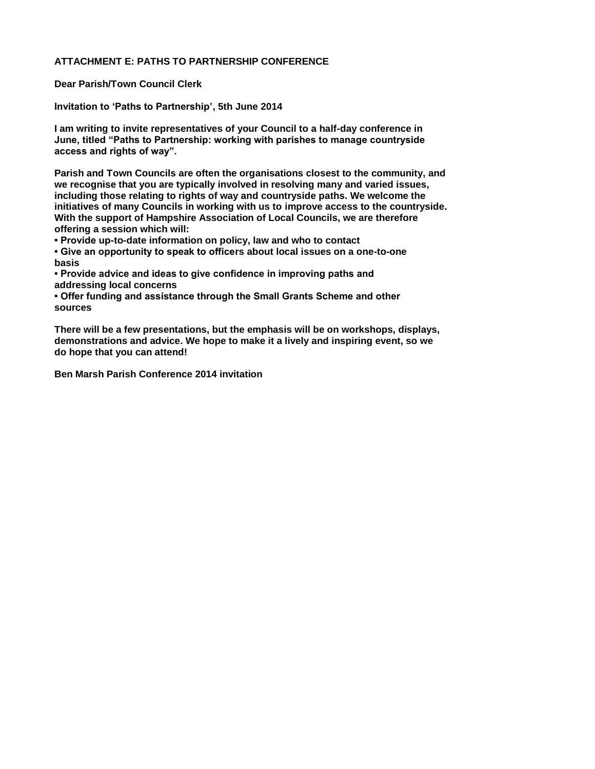## ATTACHMENT E: PATHS TO PARTNERSHIP CONFERENCE

**Dear Parish/Town Council Clerk**

**Invitation to 'Paths to Partnership', 5th June 2014**

**I am writing to invite representatives of your Council to a half-day conference in June, titled "Paths to Partnership: working with parishes to manage countryside access and rights of way".**

**Parish and Town Councils are often the organisations closest to the community, and we recognise that you are typically involved in resolving many and varied issues, including those relating to rights of way and countryside paths. We welcome the initiatives of many Councils in working with us to improve access to the countryside. With the support of Hampshire Association of Local Councils, we are therefore offering a session which will:**

- **Provide up-to-date information on policy, law and who to contact**
- **Give an opportunity to speak to officers about local issues on a one-to-one basis**
- **Provide advice and ideas to give confidence in improving paths and addressing local concerns**
- **Offer funding and assistance through the Small Grants Scheme and other sources**

**There will be a few presentations, but the emphasis will be on workshops, displays, demonstrations and advice. We hope to make it a lively and inspiring event, so we do hope that you can attend!**

**Ben Marsh Parish Conference 2014 invitation**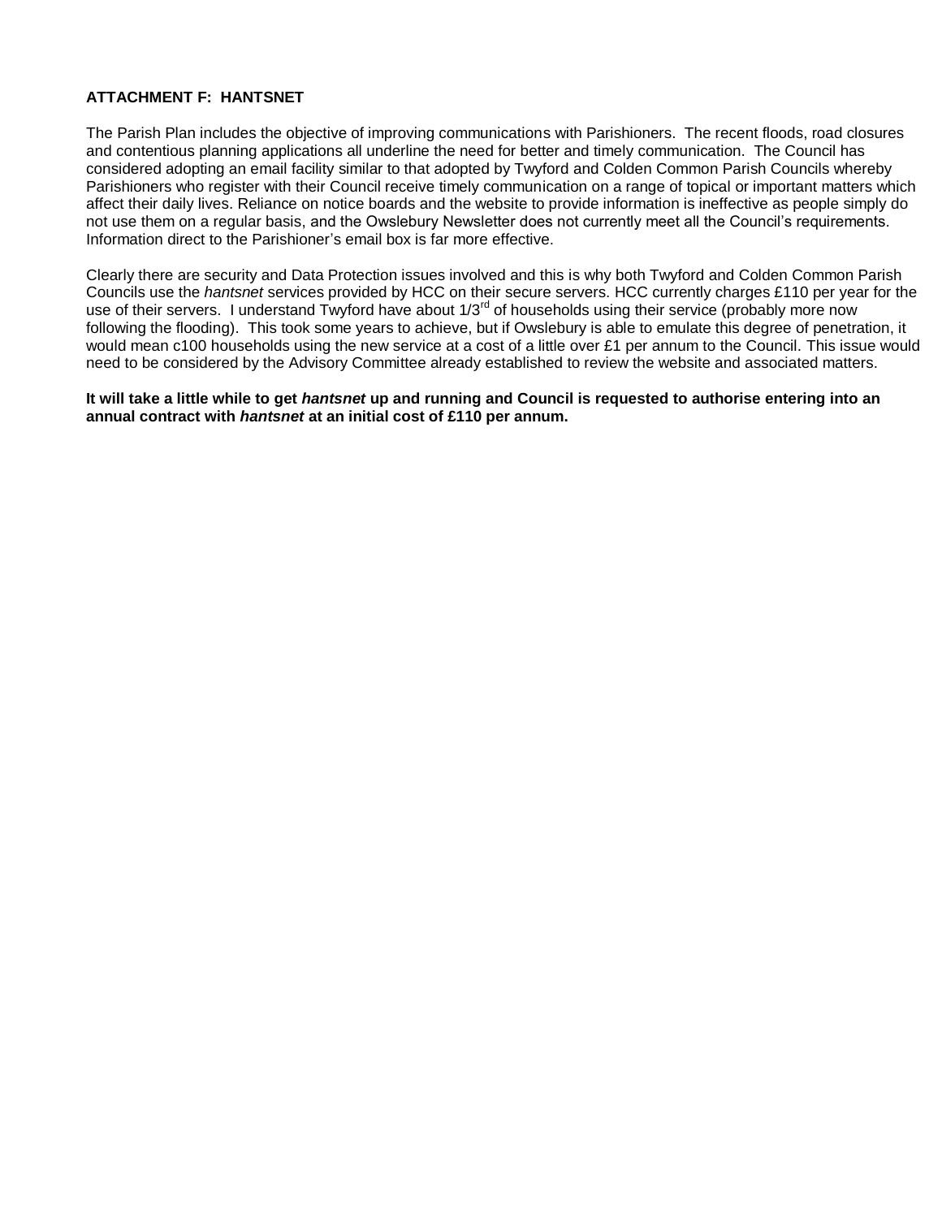**ATTACHMENT F: HANTSNET**

The Parish Plan includes the objective of improving communications with Parishioners. The recent floods, road closures and contentious planning applications all underline the need for better and timely communication. The Council has considered adopting an email facility similar to that adopted by Twyford and Colden Common Parish Councils whereby Parishioners who register with their Council receive timely communication on a range of topical or important matters which affect their daily lives. Reliance on notice boards and the website to provide information is ineffective as people simply do not use them on a regular basis, and the Owslebury Newsletter does not currently meet all the Council's requirements. Information direct to the Parishioner's email box is far more effective.

Clearly there are security and Data Protection issues involved and this is why both Twyford and Colden Common Parish Councils use the *hantsnet* services provided by HCC on their secure servers. HCC currently charges £110 per year for the use of their servers. I understand Twyford have about 1/3rd of households using their service (probably more now following the flooding). This took some years to achieve, but if Owslebury is able to emulate this degree of penetration, it would mean c100 households using the new service at a cost of a little over £1 per annum to the Council. This issue would need to be considered by the Advisory Committee already established to review the website and associated matters.

**It will take a little while to get *hantsnet* up and running and Council is requested to authorise entering into an annual contract with *hantsnet* at an initial cost of £110 per annum.**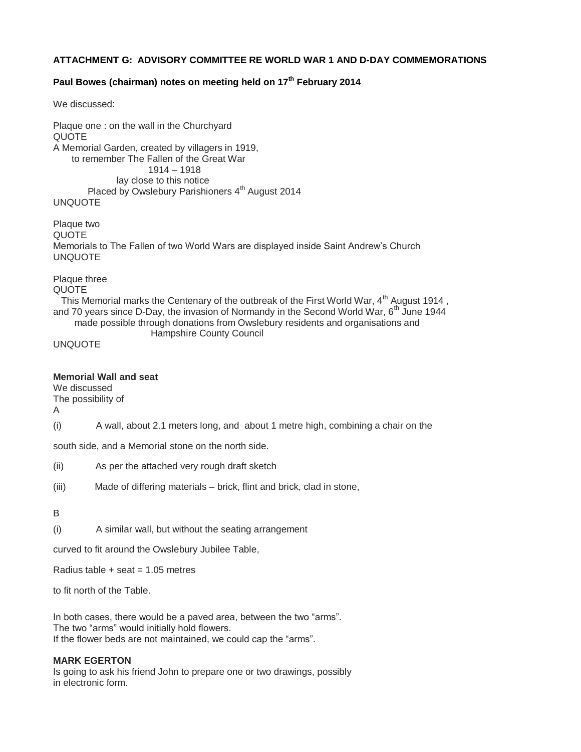**ATTACHMENT G: ADVISORY COMMITTEE RE WORLD WAR 1 AND D-DAY COMMEMORATIONS**

**Paul Bowes (chairman) notes on meeting held on 17th February 2014**

We discussed:

Plaque one : on the wall in the Churchyard
QUOTE
A Memorial Garden, created by villagers in 1919,
to remember The Fallen of the Great War
1914 – 1918
lay close to this notice
Placed by Owslebury Parishioners 4th August 2014
UNQUOTE

Plaque two
QUOTE
Memorials to The Fallen of two World Wars are displayed inside Saint Andrew's Church
UNQUOTE

Plaque three
QUOTE
This Memorial marks the Centenary of the outbreak of the First World War, 4th August 1914 ,
and 70 years since D-Day, the invasion of Normandy in the Second World War, 6th June 1944
made possible through donations from Owslebury residents and organisations and
Hampshire County Council
UNQUOTE

**Memorial Wall and seat**
We discussed
The possibility of
A

(i) A wall, about 2.1 meters long, and about 1 metre high, combining a chair on the south side, and a Memorial stone on the north side.

(ii) As per the attached very rough draft sketch

(iii) Made of differing materials – brick, flint and brick, clad in stone,

B

(i) A similar wall, but without the seating arrangement

curved to fit around the Owslebury Jubilee Table,

Radius table + seat = 1.05 metres

to fit north of the Table.

In both cases, there would be a paved area, between the two "arms".
The two "arms" would initially hold flowers.
If the flower beds are not maintained, we could cap the "arms".

**MARK EGERTON**
Is going to ask his friend John to prepare one or two drawings, possibly in electronic form.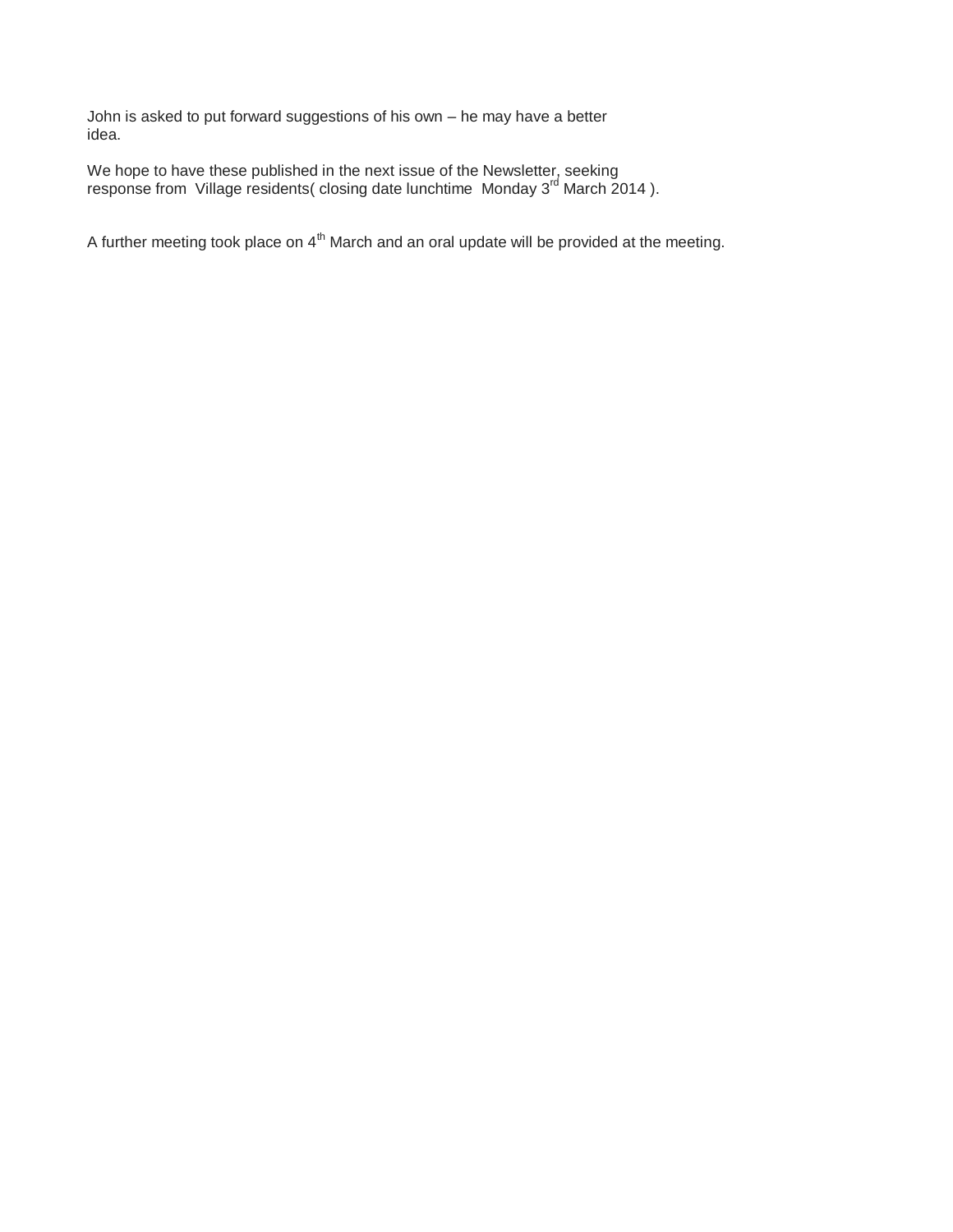John is asked to put forward suggestions of his own – he may have a better idea.

We hope to have these published in the next issue of the Newsletter, seeking response from Village residents( closing date lunchtime Monday 3rd March 2014 ).

A further meeting took place on 4th March and an oral update will be provided at the meeting.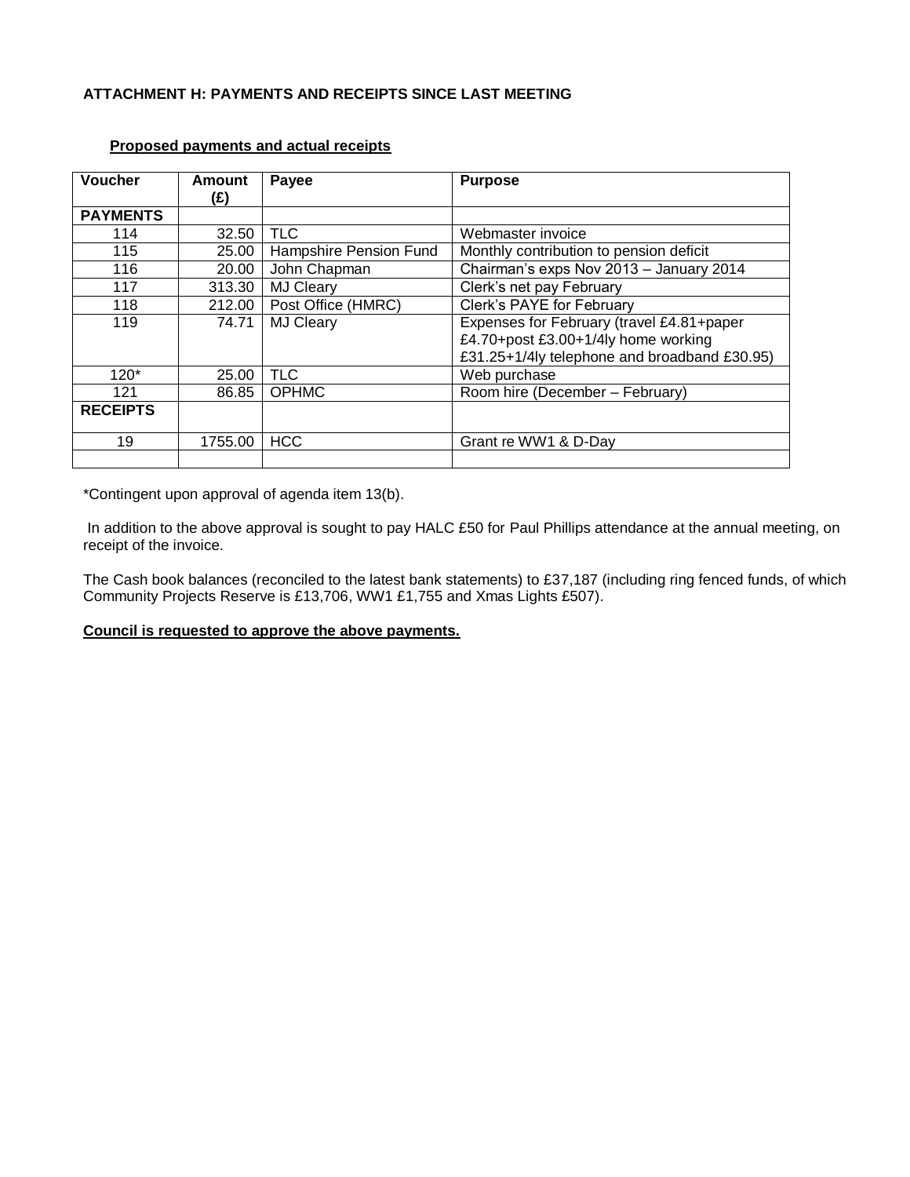**ATTACHMENT H: PAYMENTS AND RECEIPTS SINCE LAST MEETING**

**Proposed payments and actual receipts**

| Voucher | Amount (£) | Payee | Purpose |
|---|---|---|---|
| **PAYMENTS** | | | |
| 114 | 32.50 | TLC | Webmaster invoice |
| 115 | 25.00 | Hampshire Pension Fund | Monthly contribution to pension deficit |
| 116 | 20.00 | John Chapman | Chairman's exps Nov 2013 – January 2014 |
| 117 | 313.30 | MJ Cleary | Clerk's net pay February |
| 118 | 212.00 | Post Office (HMRC) | Clerk's PAYE for February |
| 119 | 74.71 | MJ Cleary | Expenses for February (travel £4.81+paper £4.70+post £3.00+1/4ly home working £31.25+1/4ly telephone and broadband £30.95) |
| 120* | 25.00 | TLC | Web purchase |
| 121 | 86.85 | OPHMC | Room hire (December – February) |
| **RECEIPTS** | | | |
| 19 | 1755.00 | HCC | Grant re WW1 & D-Day |
| | | | |

*Contingent upon approval of agenda item 13(b).

In addition to the above approval is sought to pay HALC £50 for Paul Phillips attendance at the annual meeting, on receipt of the invoice.

The Cash book balances (reconciled to the latest bank statements) to £37,187 (including ring fenced funds, of which Community Projects Reserve is £13,706, WW1 £1,755 and Xmas Lights £507).

**Council is requested to approve the above payments.**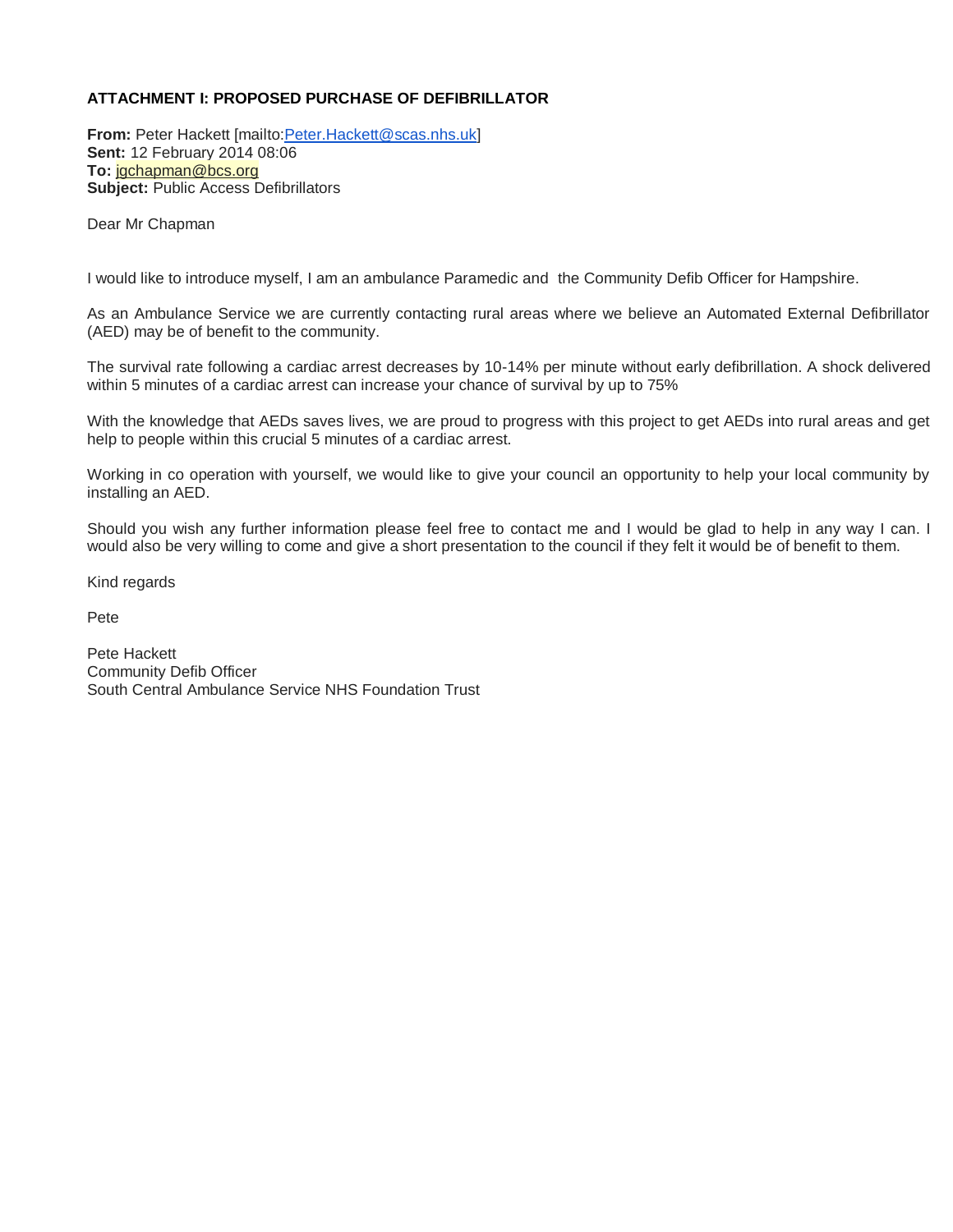**ATTACHMENT I: PROPOSED PURCHASE OF DEFIBRILLATOR**

**From:** Peter Hackett [mailto:Peter.Hackett@scas.nhs.uk]
**Sent:** 12 February 2014 08:06
**To:** jgchapman@bcs.org
**Subject:** Public Access Defibrillators

Dear Mr Chapman

I would like to introduce myself, I am an ambulance Paramedic and the Community Defib Officer for Hampshire.

As an Ambulance Service we are currently contacting rural areas where we believe an Automated External Defibrillator (AED) may be of benefit to the community.

The survival rate following a cardiac arrest decreases by 10-14% per minute without early defibrillation. A shock delivered within 5 minutes of a cardiac arrest can increase your chance of survival by up to 75%

With the knowledge that AEDs saves lives, we are proud to progress with this project to get AEDs into rural areas and get help to people within this crucial 5 minutes of a cardiac arrest.

Working in co operation with yourself, we would like to give your council an opportunity to help your local community by installing an AED.

Should you wish any further information please feel free to contact me and I would be glad to help in any way I can. I would also be very willing to come and give a short presentation to the council if they felt it would be of benefit to them.

Kind regards

Pete

Pete Hackett
Community Defib Officer
South Central Ambulance Service NHS Foundation Trust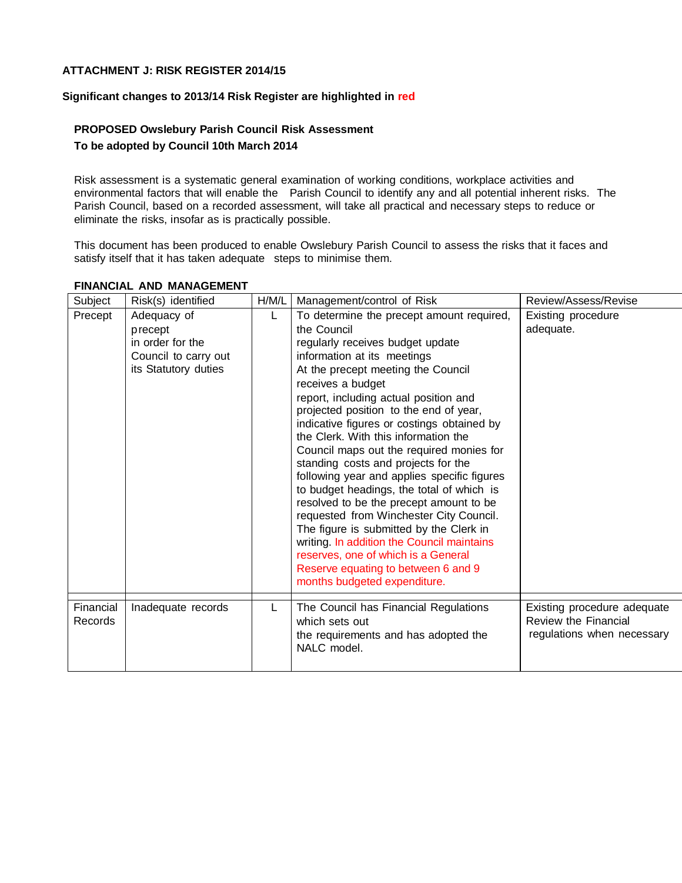**ATTACHMENT J: RISK REGISTER 2014/15**

**Significant changes to 2013/14 Risk Register are highlighted in red**

**PROPOSED Owslebury Parish Council Risk Assessment**
**To be adopted by Council 10th March 2014**

Risk assessment is a systematic general examination of working conditions, workplace activities and environmental factors that will enable the Parish Council to identify any and all potential inherent risks. The Parish Council, based on a recorded assessment, will take all practical and necessary steps to reduce or eliminate the risks, insofar as is practically possible.

This document has been produced to enable Owslebury Parish Council to assess the risks that it faces and satisfy itself that it has taken adequate steps to minimise them.

**FINANCIAL AND MANAGEMENT**

| Subject | Risk(s) identified | H/M/L | Management/control of Risk | Review/Assess/Revise |
|---|---|---|---|---|
| Precept | Adequacy of precept in order for the Council to carry out its Statutory duties | L | To determine the precept amount required, the Council regularly receives budget update information at its meetings At the precept meeting the Council receives a budget report, including actual position and projected position to the end of year, indicative figures or costings obtained by the Clerk. With this information the Council maps out the required monies for standing costs and projects for the following year and applies specific figures to budget headings, the total of which is resolved to be the precept amount to be requested from Winchester City Council. The figure is submitted by the Clerk in writing. In addition the Council maintains reserves, one of which is a General Reserve equating to between 6 and 9 months budgeted expenditure. | Existing procedure adequate. |
| Financial Records | Inadequate records | L | The Council has Financial Regulations which sets out the requirements and has adopted the NALC model. | Existing procedure adequate Review the Financial regulations when necessary |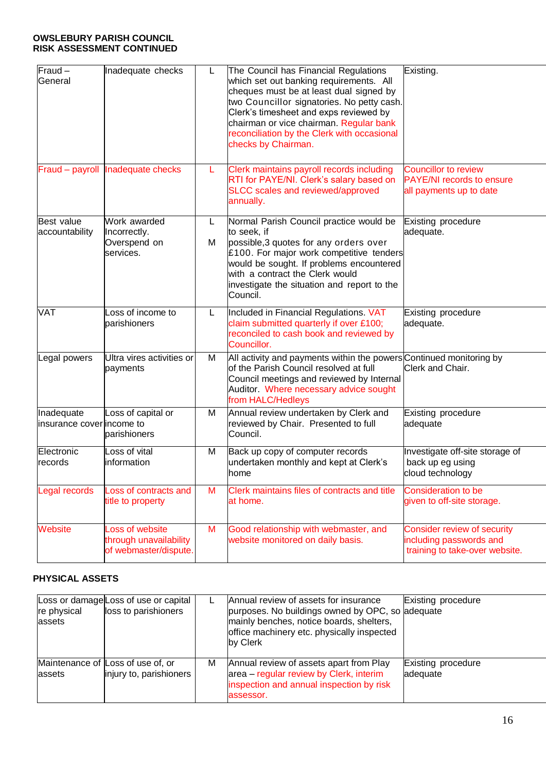**OWSLEBURY PARISH COUNCIL**
**RISK ASSESSMENT CONTINUED**

| | | | | |
|---|---|---|---|---|
| Fraud – General | Inadequate checks | L | The Council has Financial Regulations which set out banking requirements. All cheques must be at least dual signed by two Councillor signatories. No petty cash. Clerk's timesheet and exps reviewed by chairman or vice chairman. Regular bank reconciliation by the Clerk with occasional checks by Chairman. | Existing. |
| Fraud – payroll | Inadequate checks | L | Clerk maintains payroll records including RTI for PAYE/NI. Clerk's salary based on SLCC scales and reviewed/approved annually. | Councillor to review PAYE/NI records to ensure all payments up to date |
| Best value accountability | Work awarded Incorrectly. Overspend on services. | L<br>M | Normal Parish Council practice would be to seek, if possible,3 quotes for any orders over £100. For major work competitive tenders would be sought. If problems encountered with a contract the Clerk would investigate the situation and report to the Council. | Existing procedure adequate. |
| VAT | Loss of income to parishioners | L | Included in Financial Regulations. VAT claim submitted quarterly if over £100; reconciled to cash book and reviewed by Councillor. | Existing procedure adequate. |
| Legal powers | Ultra vires activities or payments | M | All activity and payments within the powers of the Parish Council resolved at full Council meetings and reviewed by Internal Auditor. Where necessary advice sought from HALC/Hedleys | Continued monitoring by Clerk and Chair. |
| Inadequate insurance cover | Loss of capital or income to parishioners | M | Annual review undertaken by Clerk and reviewed by Chair. Presented to full Council. | Existing procedure adequate |
| Electronic records | Loss of vital information | M | Back up copy of computer records undertaken monthly and kept at Clerk's home | Investigate off-site storage of back up eg using cloud technology |
| Legal records | Loss of contracts and title to property | M | Clerk maintains files of contracts and title at home. | Consideration to be given to off-site storage. |
| Website | Loss of website through unavailability of webmaster/dispute. | M | Good relationship with webmaster, and website monitored on daily basis. | Consider review of security including passwords and training to take-over website. |

**PHYSICAL ASSETS**

| | | | | |
|---|---|---|---|---|
| Loss or damage re physical assets | Loss of use or capital loss to parishioners | L | Annual review of assets for insurance purposes. No buildings owned by OPC, so mainly benches, notice boards, shelters, office machinery etc. physically inspected by Clerk | Existing procedure adequate |
| Maintenance of assets | Loss of use of, or injury to, parishioners | M | Annual review of assets apart from Play area – regular review by Clerk, interim inspection and annual inspection by risk assessor. | Existing procedure adequate |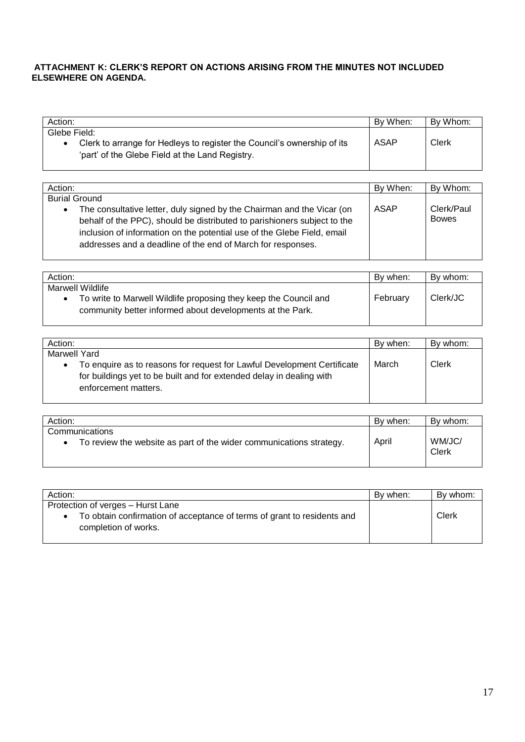**ATTACHMENT K: CLERK'S REPORT ON ACTIONS ARISING FROM THE MINUTES NOT INCLUDED ELSEWHERE ON AGENDA.**

| Action: | By When: | By Whom: |
|---|---|---|
| Glebe Field:<br>• Clerk to arrange for Hedleys to register the Council's ownership of its 'part' of the Glebe Field at the Land Registry. | ASAP | Clerk |

| Action: | By When: | By Whom: |
|---|---|---|
| Burial Ground<br>• The consultative letter, duly signed by the Chairman and the Vicar (on behalf of the PPC), should be distributed to parishioners subject to the inclusion of information on the potential use of the Glebe Field, email addresses and a deadline of the end of March for responses. | ASAP | Clerk/Paul Bowes |

| Action: | By when: | By whom: |
|---|---|---|
| Marwell Wildlife<br>• To write to Marwell Wildlife proposing they keep the Council and community better informed about developments at the Park. | February | Clerk/JC |

| Action: | By when: | By whom: |
|---|---|---|
| Marwell Yard<br>• To enquire as to reasons for request for Lawful Development Certificate for buildings yet to be built and for extended delay in dealing with enforcement matters. | March | Clerk |

| Action: | By when: | By whom: |
|---|---|---|
| Communications<br>• To review the website as part of the wider communications strategy. | April | WM/JC/ Clerk |

| Action: | By when: | By whom: |
|---|---|---|
| Protection of verges – Hurst Lane<br>• To obtain confirmation of acceptance of terms of grant to residents and completion of works. | | Clerk |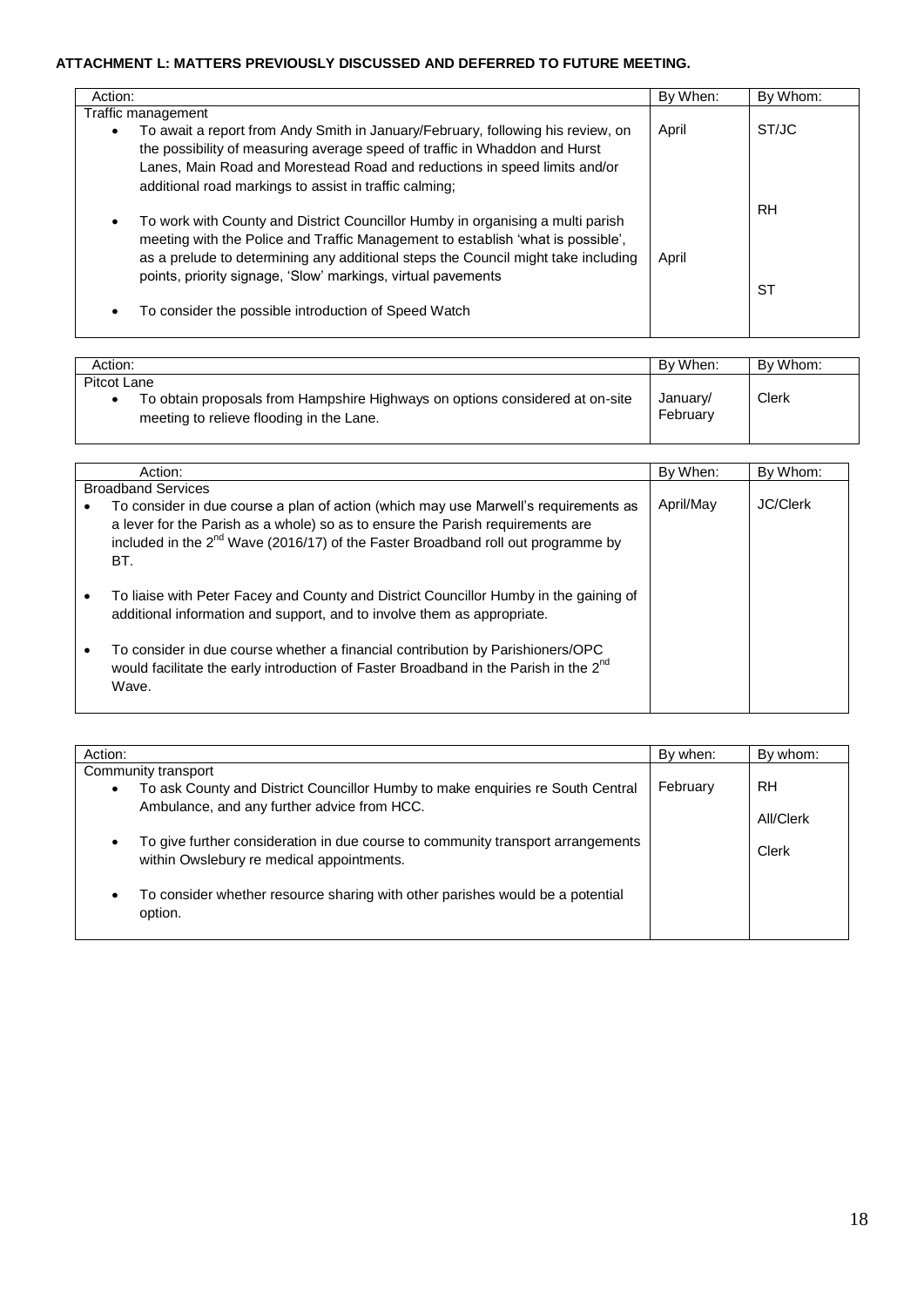**ATTACHMENT L: MATTERS PREVIOUSLY DISCUSSED AND DEFERRED TO FUTURE MEETING.**

| Action: | By When: | By Whom: |
|---|---|---|
| Traffic management<br>• To await a report from Andy Smith in January/February, following his review, on the possibility of measuring average speed of traffic in Whaddon and Hurst Lanes, Main Road and Morestead Road and reductions in speed limits and/or additional road markings to assist in traffic calming; | April | ST/JC |
| • To work with County and District Councillor Humby in organising a multi parish meeting with the Police and Traffic Management to establish 'what is possible', as a prelude to determining any additional steps the Council might take including points, priority signage, 'Slow' markings, virtual pavements | April | RH |
| • To consider the possible introduction of Speed Watch | | ST |

| Action: | By When: | By Whom: |
|---|---|---|
| Pitcot Lane<br>• To obtain proposals from Hampshire Highways on options considered at on-site meeting to relieve flooding in the Lane. | January/ February | Clerk |

| Action: | By When: | By Whom: |
|---|---|---|
| Broadband Services<br>• To consider in due course a plan of action (which may use Marwell's requirements as a lever for the Parish as a whole) so as to ensure the Parish requirements are included in the 2nd Wave (2016/17) of the Faster Broadband roll out programme by BT. | April/May | JC/Clerk |
| • To liaise with Peter Facey and County and District Councillor Humby in the gaining of additional information and support, and to involve them as appropriate. | | |
| • To consider in due course whether a financial contribution by Parishioners/OPC would facilitate the early introduction of Faster Broadband in the Parish in the 2nd Wave. | | |

| Action: | By when: | By whom: |
|---|---|---|
| Community transport<br>• To ask County and District Councillor Humby to make enquiries re South Central Ambulance, and any further advice from HCC. | February | RH |
| • To give further consideration in due course to community transport arrangements within Owslebury re medical appointments. | | All/Clerk |
| • To consider whether resource sharing with other parishes would be a potential option. | | Clerk |